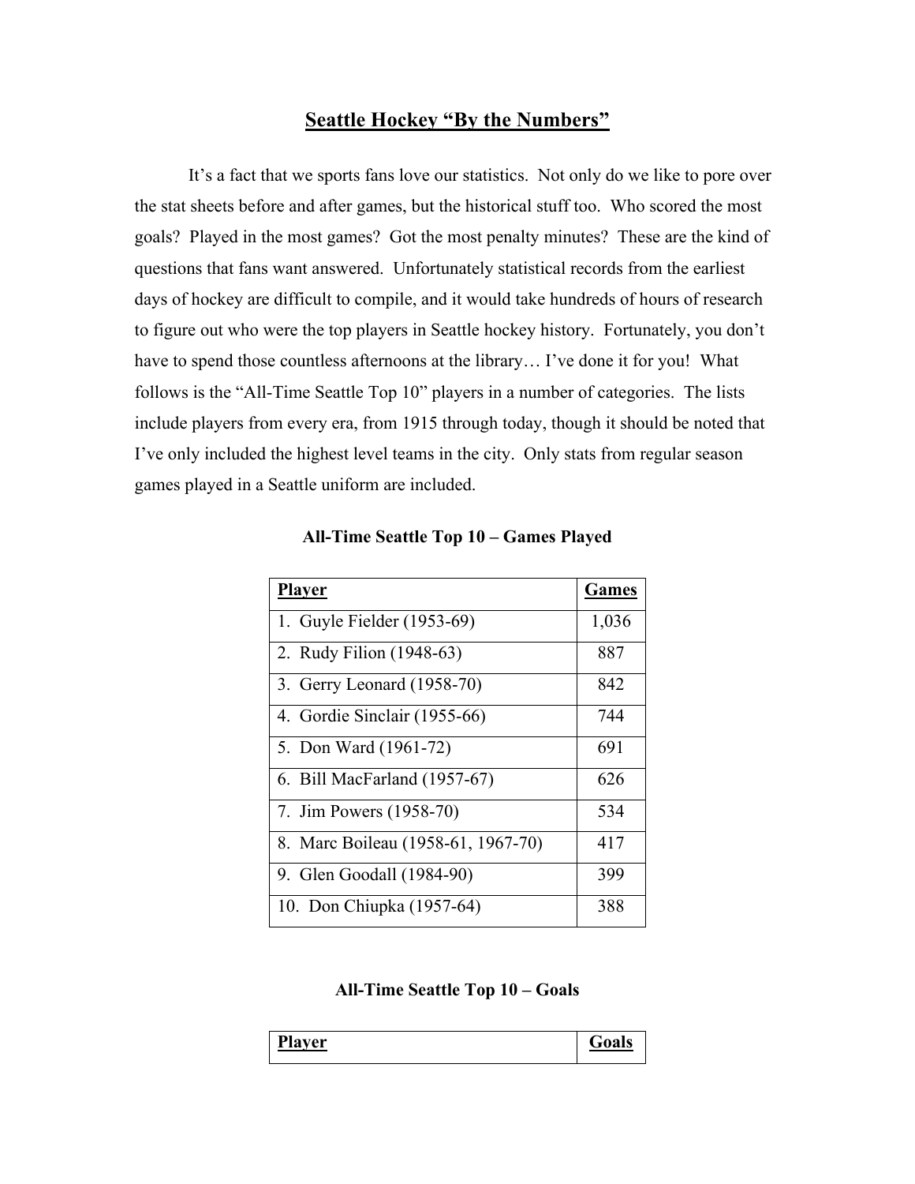# Seattle Hockey "By the Numbers"

It's a fact that we sports fans love our statistics. Not only do we like to pore over the stat sheets before and after games, but the historical stuff too. Who scored the most goals? Played in the most games? Got the most penalty minutes? These are the kind of questions that fans want answered. Unfortunately statistical records from the earliest days of hockey are difficult to compile, and it would take hundreds of hours of research to figure out who were the top players in Seattle hockey history. Fortunately, you don't have to spend those countless afternoons at the library… I've done it for you! What follows is the "All-Time Seattle Top 10" players in a number of categories. The lists include players from every era, from 1915 through today, though it should be noted that I've only included the highest level teams in the city. Only stats from regular season games played in a Seattle uniform are included.

### All-Time Seattle Top 10 – Games Played

| Player | Games |
|---|---|
| 1. Guyle Fielder (1953-69) | 1,036 |
| 2. Rudy Filion (1948-63) | 887 |
| 3. Gerry Leonard (1958-70) | 842 |
| 4. Gordie Sinclair (1955-66) | 744 |
| 5. Don Ward (1961-72) | 691 |
| 6. Bill MacFarland (1957-67) | 626 |
| 7. Jim Powers (1958-70) | 534 |
| 8. Marc Boileau (1958-61, 1967-70) | 417 |
| 9. Glen Goodall (1984-90) | 399 |
| 10. Don Chiupka (1957-64) | 388 |

### All-Time Seattle Top 10 – Goals

| Player | Goals |
|---|---|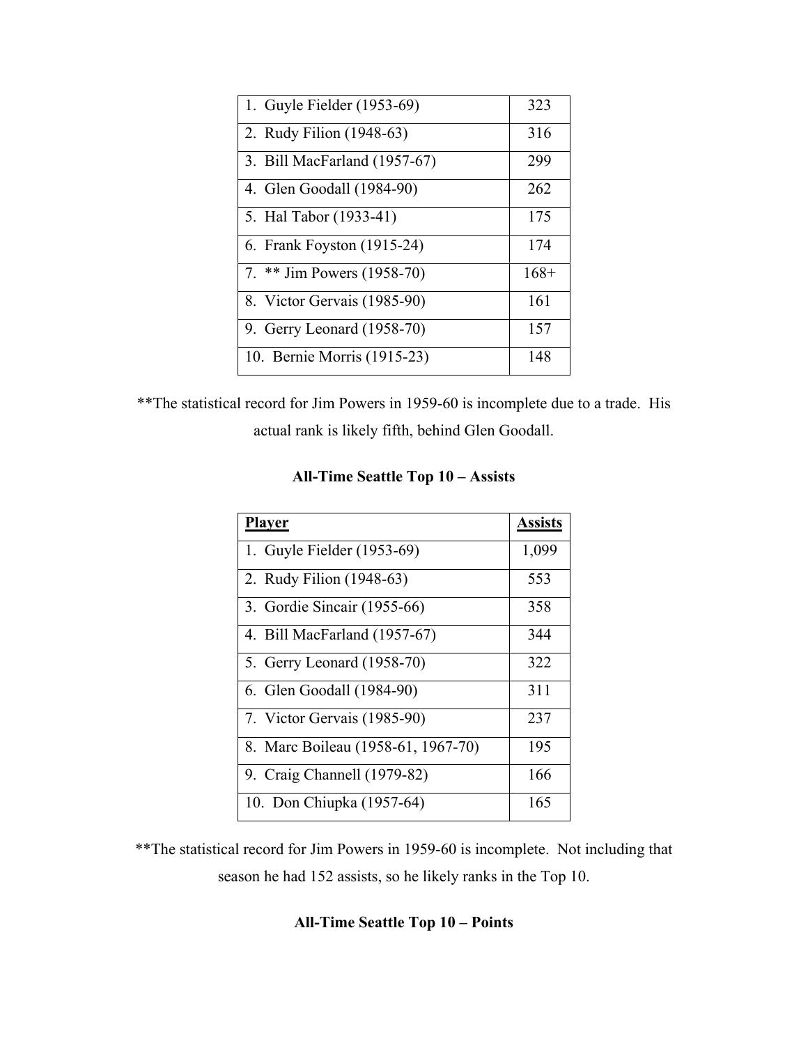| | |
|---|---|
| 1. Guyle Fielder (1953-69) | 323 |
| 2. Rudy Filion (1948-63) | 316 |
| 3. Bill MacFarland (1957-67) | 299 |
| 4. Glen Goodall (1984-90) | 262 |
| 5. Hal Tabor (1933-41) | 175 |
| 6. Frank Foyston (1915-24) | 174 |
| 7. ** Jim Powers (1958-70) | 168+ |
| 8. Victor Gervais (1985-90) | 161 |
| 9. Gerry Leonard (1958-70) | 157 |
| 10. Bernie Morris (1915-23) | 148 |

**The statistical record for Jim Powers in 1959-60 is incomplete due to a trade. His actual rank is likely fifth, behind Glen Goodall.

### All-Time Seattle Top 10 – Assists

| Player | Assists |
|---|---|
| 1. Guyle Fielder (1953-69) | 1,099 |
| 2. Rudy Filion (1948-63) | 553 |
| 3. Gordie Sincair (1955-66) | 358 |
| 4. Bill MacFarland (1957-67) | 344 |
| 5. Gerry Leonard (1958-70) | 322 |
| 6. Glen Goodall (1984-90) | 311 |
| 7. Victor Gervais (1985-90) | 237 |
| 8. Marc Boileau (1958-61, 1967-70) | 195 |
| 9. Craig Channell (1979-82) | 166 |
| 10. Don Chiupka (1957-64) | 165 |

**The statistical record for Jim Powers in 1959-60 is incomplete. Not including that season he had 152 assists, so he likely ranks in the Top 10.

### All-Time Seattle Top 10 – Points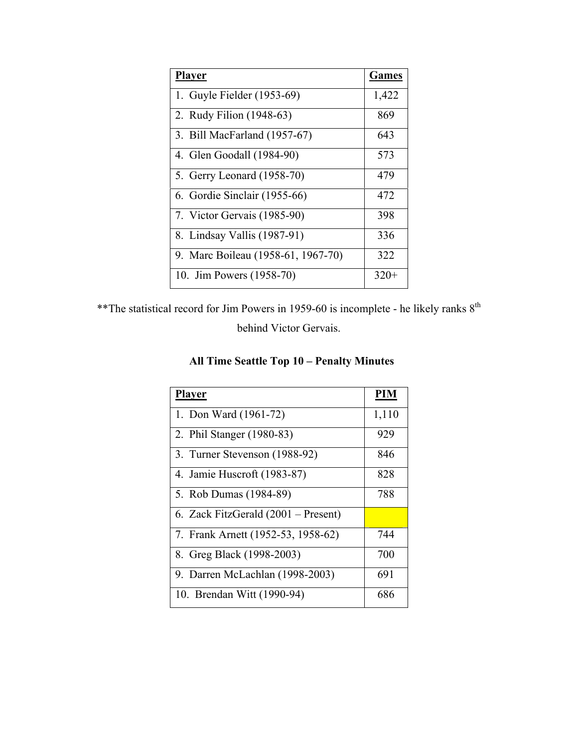| Player | Games |
| --- | --- |
| 1. Guyle Fielder (1953-69) | 1,422 |
| 2. Rudy Filion (1948-63) | 869 |
| 3. Bill MacFarland (1957-67) | 643 |
| 4. Glen Goodall (1984-90) | 573 |
| 5. Gerry Leonard (1958-70) | 479 |
| 6. Gordie Sinclair (1955-66) | 472 |
| 7. Victor Gervais (1985-90) | 398 |
| 8. Lindsay Vallis (1987-91) | 336 |
| 9. Marc Boileau (1958-61, 1967-70) | 322 |
| 10. Jim Powers (1958-70) | 320+ |

**The statistical record for Jim Powers in 1959-60 is incomplete - he likely ranks 8th behind Victor Gervais.

**All Time Seattle Top 10 – Penalty Minutes**

| Player | PIM |
| --- | --- |
| 1. Don Ward (1961-72) | 1,110 |
| 2. Phil Stanger (1980-83) | 929 |
| 3. Turner Stevenson (1988-92) | 846 |
| 4. Jamie Huscroft (1983-87) | 828 |
| 5. Rob Dumas (1984-89) | 788 |
| 6. Zack FitzGerald (2001 – Present) | |
| 7. Frank Arnett (1952-53, 1958-62) | 744 |
| 8. Greg Black (1998-2003) | 700 |
| 9. Darren McLachlan (1998-2003) | 691 |
| 10. Brendan Witt (1990-94) | 686 |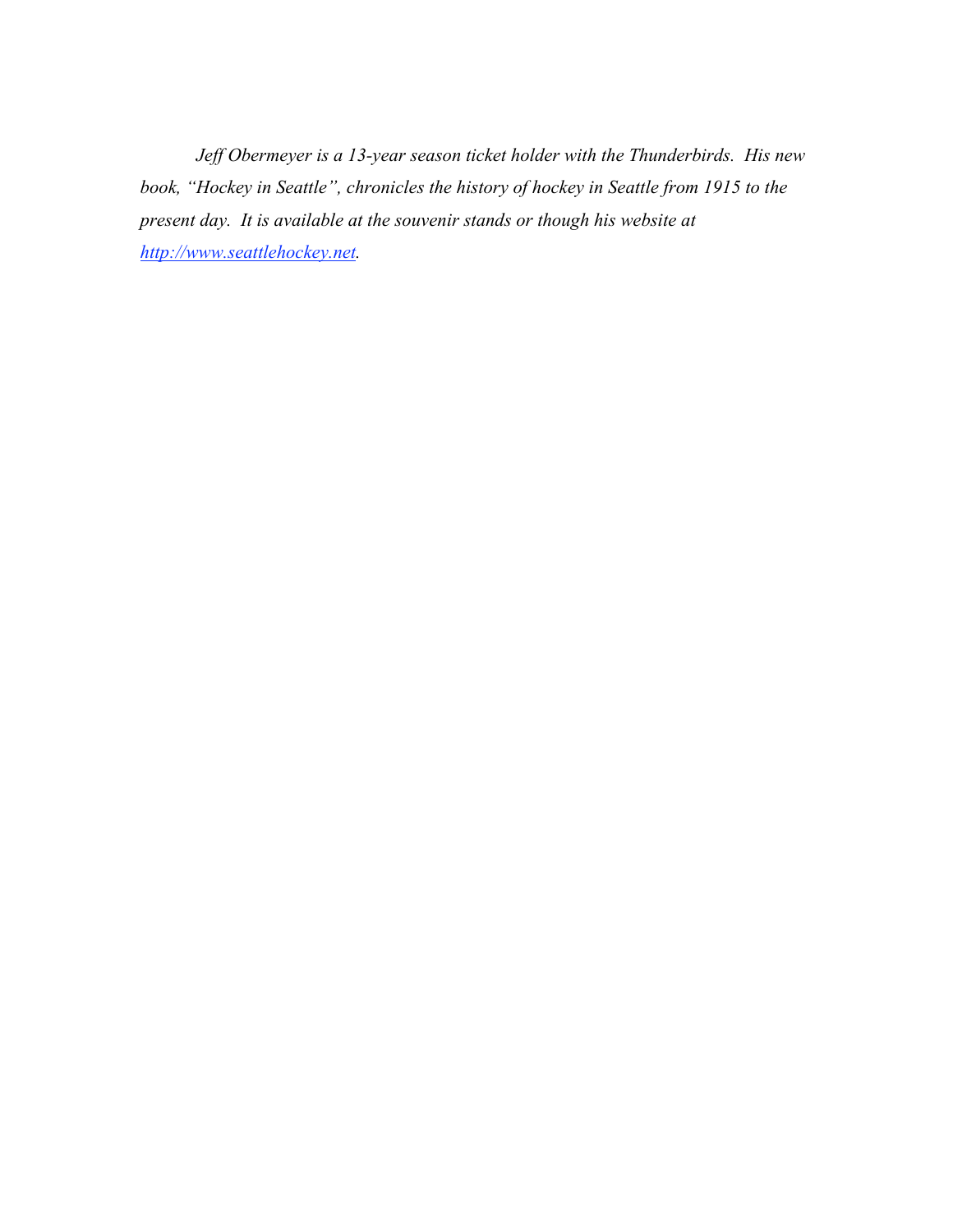*Jeff Obermeyer is a 13-year season ticket holder with the Thunderbirds. His new book, "Hockey in Seattle", chronicles the history of hockey in Seattle from 1915 to the present day. It is available at the souvenir stands or though his website at [http://www.seattlehockey.net](http://www.seattlehockey.net).*